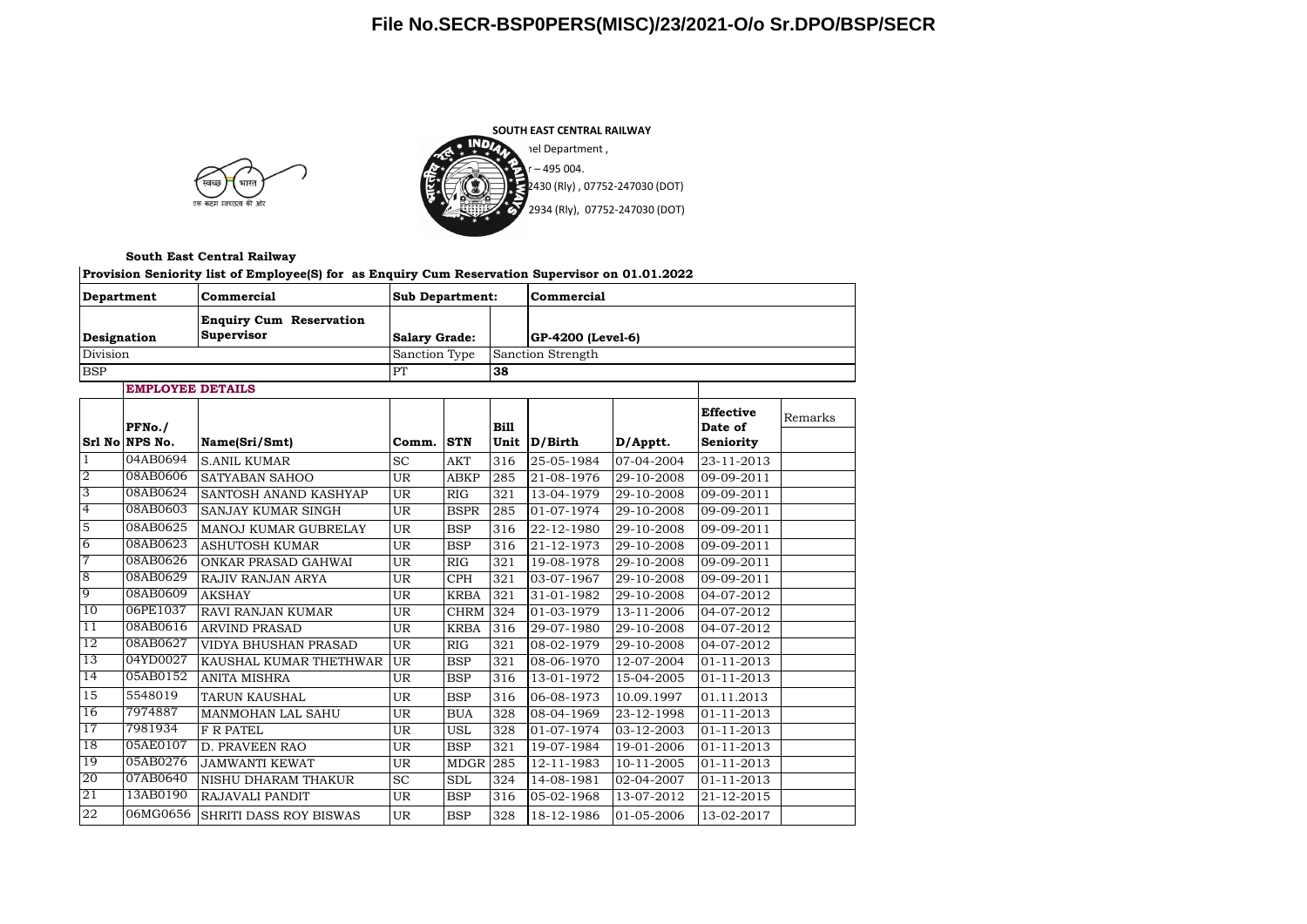# File No.SECR-BSP0PERS(MISC)/23/2021-O/o Sr.DPO/BSP/SECR

स्वच्छ भारत
एक कदम स्वच्छता की ओर

**SOUTH EAST CENTRAL RAILWAY**

nel Department ,

r – 495 004.

2430 (Rly) , 07752-247030 (DOT)

2934 (Rly), 07752-247030 (DOT)

**South East Central Railway**

**Provision Seniority list of Employee(S) for as Enquiry Cum Reservation Supervisor on 01.01.2022**

| **Department** | **Commercial** | **Sub Department:** | | **Commercial** |
|---|---|---|---|---|
| **Designation** | **Enquiry Cum Reservation Supervisor** | **Salary Grade:** | | **GP-4200 (Level-6)** |
| Division | | Sanction Type | Sanction Strength | |
| BSP | | PT | **38** | |

**EMPLOYEE DETAILS**

| Srl No | PFNo./ NPS No. | Name(Sri/Smt) | Comm. | STN | Bill Unit | D/Birth | D/Apptt. | Effective Date of Seniority | Remarks |
|---|---|---|---|---|---|---|---|---|---|
| 1 | 04AB0694 | S.ANIL KUMAR | SC | AKT | 316 | 25-05-1984 | 07-04-2004 | 23-11-2013 | |
| 2 | 08AB0606 | SATYABAN SAHOO | UR | ABKP | 285 | 21-08-1976 | 29-10-2008 | 09-09-2011 | |
| 3 | 08AB0624 | SANTOSH ANAND KASHYAP | UR | RIG | 321 | 13-04-1979 | 29-10-2008 | 09-09-2011 | |
| 4 | 08AB0603 | SANJAY KUMAR SINGH | UR | BSPR | 285 | 01-07-1974 | 29-10-2008 | 09-09-2011 | |
| 5 | 08AB0625 | MANOJ KUMAR GUBRELAY | UR | BSP | 316 | 22-12-1980 | 29-10-2008 | 09-09-2011 | |
| 6 | 08AB0623 | ASHUTOSH KUMAR | UR | BSP | 316 | 21-12-1973 | 29-10-2008 | 09-09-2011 | |
| 7 | 08AB0626 | ONKAR PRASAD GAHWAI | UR | RIG | 321 | 19-08-1978 | 29-10-2008 | 09-09-2011 | |
| 8 | 08AB0629 | RAJIV RANJAN ARYA | UR | CPH | 321 | 03-07-1967 | 29-10-2008 | 09-09-2011 | |
| 9 | 08AB0609 | AKSHAY | UR | KRBA | 321 | 31-01-1982 | 29-10-2008 | 04-07-2012 | |
| 10 | 06PE1037 | RAVI RANJAN KUMAR | UR | CHRM | 324 | 01-03-1979 | 13-11-2006 | 04-07-2012 | |
| 11 | 08AB0616 | ARVIND PRASAD | UR | KRBA | 316 | 29-07-1980 | 29-10-2008 | 04-07-2012 | |
| 12 | 08AB0627 | VIDYA BHUSHAN PRASAD | UR | RIG | 321 | 08-02-1979 | 29-10-2008 | 04-07-2012 | |
| 13 | 04YD0027 | KAUSHAL KUMAR THETHWAR | UR | BSP | 321 | 08-06-1970 | 12-07-2004 | 01-11-2013 | |
| 14 | 05AB0152 | ANITA MISHRA | UR | BSP | 316 | 13-01-1972 | 15-04-2005 | 01-11-2013 | |
| 15 | 5548019 | TARUN KAUSHAL | UR | BSP | 316 | 06-08-1973 | 10.09.1997 | 01.11.2013 | |
| 16 | 7974887 | MANMOHAN LAL SAHU | UR | BUA | 328 | 08-04-1969 | 23-12-1998 | 01-11-2013 | |
| 17 | 7981934 | F R PATEL | UR | USL | 328 | 01-07-1974 | 03-12-2003 | 01-11-2013 | |
| 18 | 05AE0107 | D. PRAVEEN RAO | UR | BSP | 321 | 19-07-1984 | 19-01-2006 | 01-11-2013 | |
| 19 | 05AB0276 | JAMWANTI KEWAT | UR | MDGR | 285 | 12-11-1983 | 10-11-2005 | 01-11-2013 | |
| 20 | 07AB0640 | NISHU DHARAM THAKUR | SC | SDL | 324 | 14-08-1981 | 02-04-2007 | 01-11-2013 | |
| 21 | 13AB0190 | RAJAVALI PANDIT | UR | BSP | 316 | 05-02-1968 | 13-07-2012 | 21-12-2015 | |
| 22 | 06MG0656 | SHRITI DASS ROY BISWAS | UR | BSP | 328 | 18-12-1986 | 01-05-2006 | 13-02-2017 | |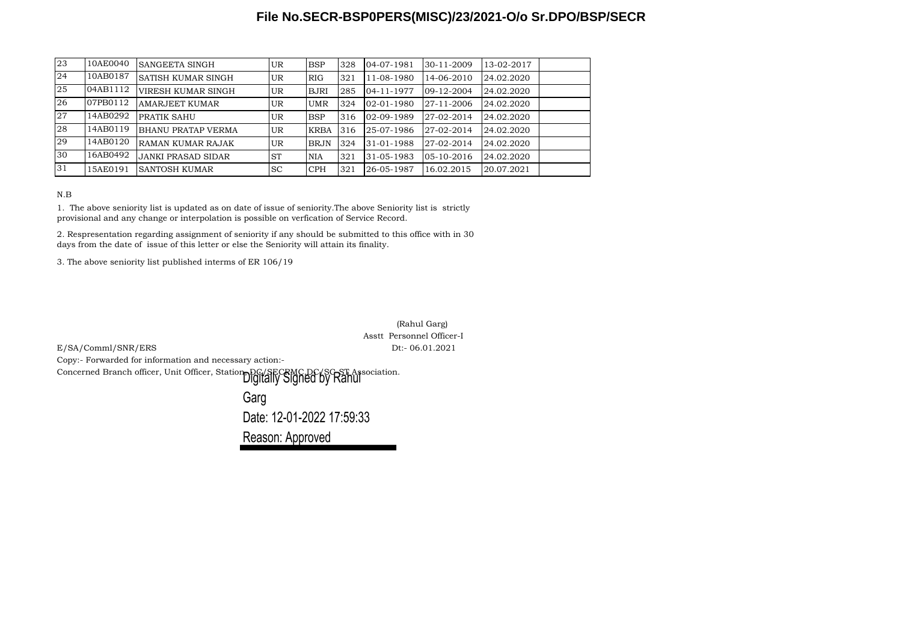# File No.SECR-BSP0PERS(MISC)/23/2021-O/o Sr.DPO/BSP/SECR

| | | | | | | | | | |
|---|---|---|---|---|---|---|---|---|---|
| 23 | 10AE0040 | SANGEETA SINGH | UR | BSP | 328 | 04-07-1981 | 30-11-2009 | 13-02-2017 | |
| 24 | 10AB0187 | SATISH KUMAR SINGH | UR | RIG | 321 | 11-08-1980 | 14-06-2010 | 24.02.2020 | |
| 25 | 04AB1112 | VIRESH KUMAR SINGH | UR | BJRI | 285 | 04-11-1977 | 09-12-2004 | 24.02.2020 | |
| 26 | 07PB0112 | AMARJEET KUMAR | UR | UMR | 324 | 02-01-1980 | 27-11-2006 | 24.02.2020 | |
| 27 | 14AB0292 | PRATIK SAHU | UR | BSP | 316 | 02-09-1989 | 27-02-2014 | 24.02.2020 | |
| 28 | 14AB0119 | BHANU PRATAP VERMA | UR | KRBA | 316 | 25-07-1986 | 27-02-2014 | 24.02.2020 | |
| 29 | 14AB0120 | RAMAN KUMAR RAJAK | UR | BRJN | 324 | 31-01-1988 | 27-02-2014 | 24.02.2020 | |
| 30 | 16AB0492 | JANKI PRASAD SIDAR | ST | NIA | 321 | 31-05-1983 | 05-10-2016 | 24.02.2020 | |
| 31 | 15AE0191 | SANTOSH KUMAR | SC | CPH | 321 | 26-05-1987 | 16.02.2015 | 20.07.2021 | |

N.B

1. The above seniority list is updated as on date of issue of seniority.The above Seniority list is strictly provisional and any change or interpolation is possible on verfication of Service Record.

2. Respresentation regarding assignment of seniority if any should be submitted to this office with in 30 days from the date of issue of this letter or else the Seniority will attain its finality.

3. The above seniority list published interms of ER 106/19

(Rahul Garg)
Asstt Personnel Officer-I

E/SA/Comml/SNR/ERS

Dt:- 06.01.2021

Copy:- Forwarded for information and necessary action:-

Concerned Branch officer, Unit Officer, Station, DC/SECRMC,DC/SC-ST Association.

Digitally Signed by Rahul Garg
Date: 12-01-2022 17:59:33
Reason: Approved